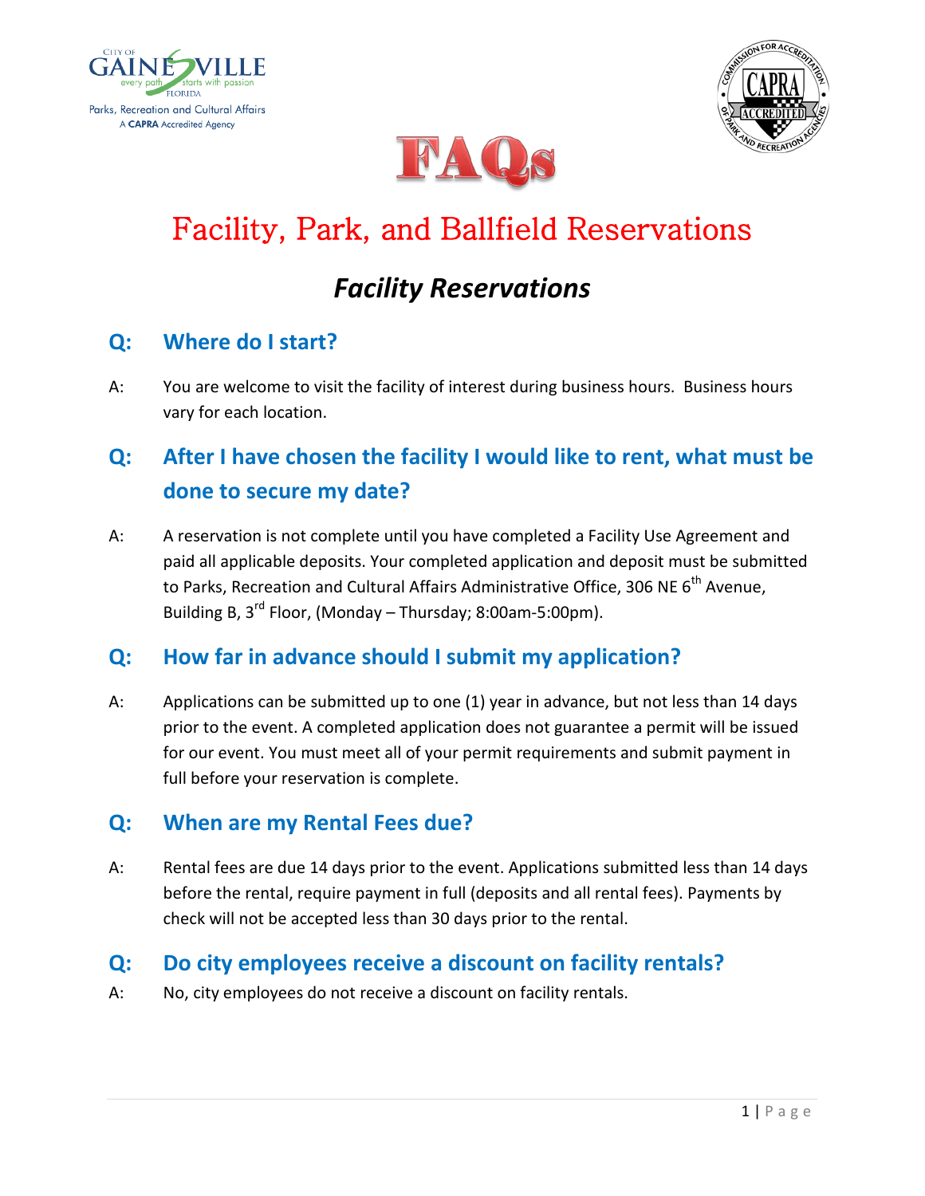City of Gainesville, Florida — every path starts with passion

Parks, Recreation and Cultural Affairs
A **CAPRA** Accredited Agency

# FAQs

# Facility, Park, and Ballfield Reservations

## *Facility Reservations*

### Q: Where do I start?

A: You are welcome to visit the facility of interest during business hours. Business hours vary for each location.

### Q: After I have chosen the facility I would like to rent, what must be done to secure my date?

A: A reservation is not complete until you have completed a Facility Use Agreement and paid all applicable deposits. Your completed application and deposit must be submitted to Parks, Recreation and Cultural Affairs Administrative Office, 306 NE 6th Avenue, Building B, 3rd Floor, (Monday – Thursday; 8:00am-5:00pm).

### Q: How far in advance should I submit my application?

A: Applications can be submitted up to one (1) year in advance, but not less than 14 days prior to the event. A completed application does not guarantee a permit will be issued for our event. You must meet all of your permit requirements and submit payment in full before your reservation is complete.

### Q: When are my Rental Fees due?

A: Rental fees are due 14 days prior to the event. Applications submitted less than 14 days before the rental, require payment in full (deposits and all rental fees). Payments by check will not be accepted less than 30 days prior to the rental.

### Q: Do city employees receive a discount on facility rentals?

A: No, city employees do not receive a discount on facility rentals.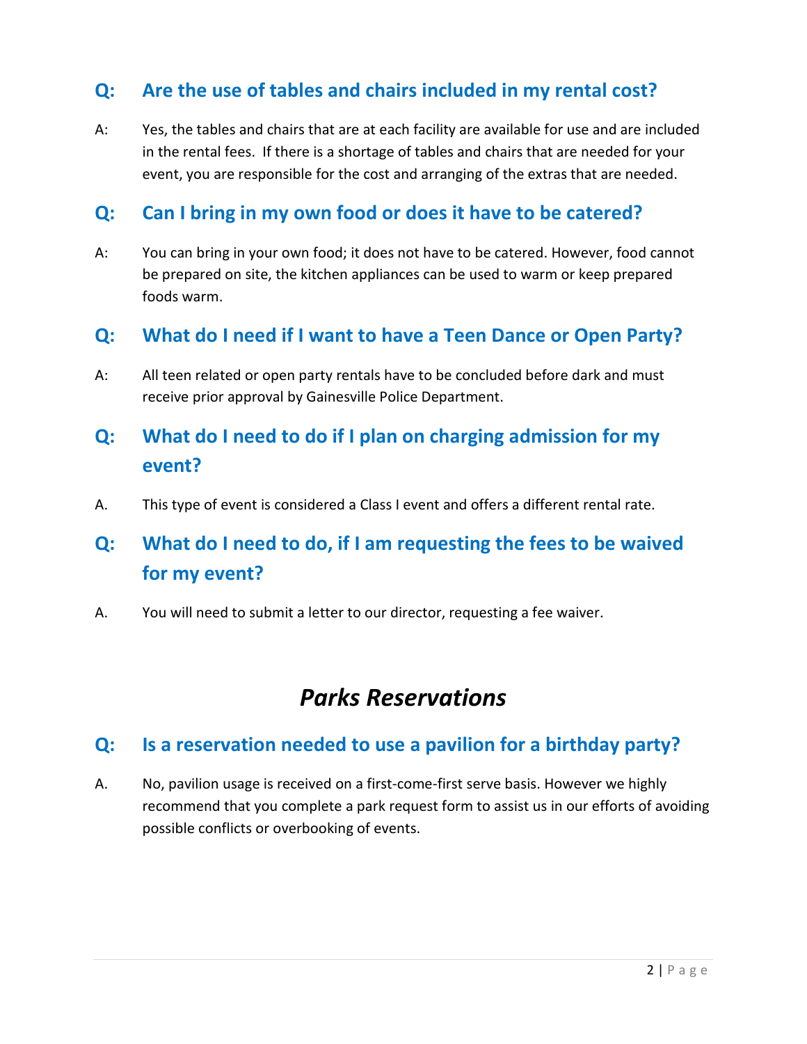### Q: Are the use of tables and chairs included in my rental cost?

A: Yes, the tables and chairs that are at each facility are available for use and are included in the rental fees. If there is a shortage of tables and chairs that are needed for your event, you are responsible for the cost and arranging of the extras that are needed.

### Q: Can I bring in my own food or does it have to be catered?

A: You can bring in your own food; it does not have to be catered. However, food cannot be prepared on site, the kitchen appliances can be used to warm or keep prepared foods warm.

### Q: What do I need if I want to have a Teen Dance or Open Party?

A: All teen related or open party rentals have to be concluded before dark and must receive prior approval by Gainesville Police Department.

### Q: What do I need to do if I plan on charging admission for my event?

A. This type of event is considered a Class I event and offers a different rental rate.

### Q: What do I need to do, if I am requesting the fees to be waived for my event?

A. You will need to submit a letter to our director, requesting a fee waiver.

## *Parks Reservations*

### Q: Is a reservation needed to use a pavilion for a birthday party?

A. No, pavilion usage is received on a first-come-first serve basis. However we highly recommend that you complete a park request form to assist us in our efforts of avoiding possible conflicts or overbooking of events.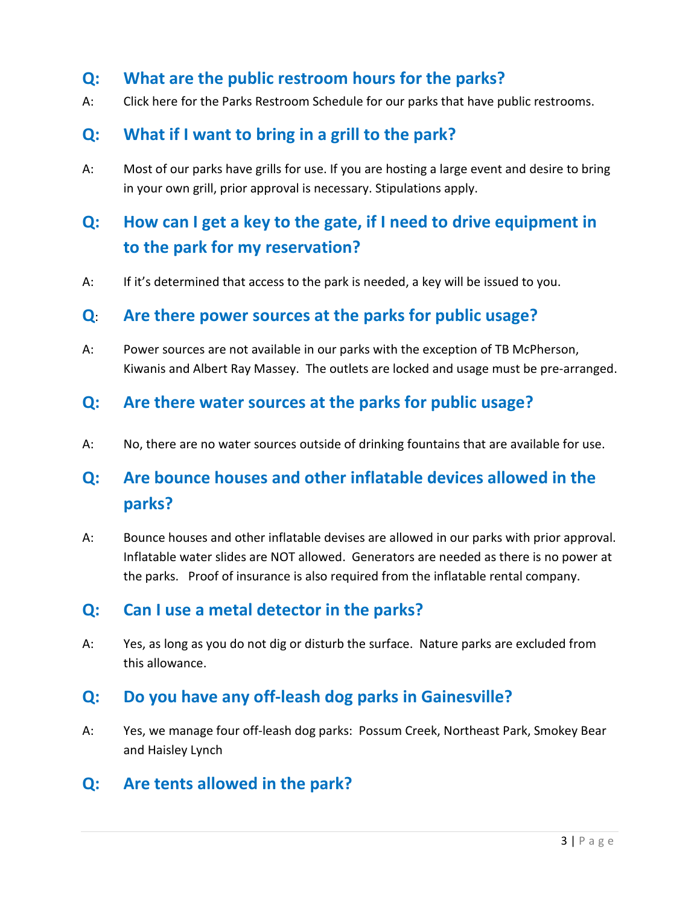## Q: What are the public restroom hours for the parks?

A: Click here for the Parks Restroom Schedule for our parks that have public restrooms.

## Q: What if I want to bring in a grill to the park?

A: Most of our parks have grills for use. If you are hosting a large event and desire to bring in your own grill, prior approval is necessary. Stipulations apply.

## Q: How can I get a key to the gate, if I need to drive equipment in to the park for my reservation?

A: If it's determined that access to the park is needed, a key will be issued to you.

## Q: Are there power sources at the parks for public usage?

A: Power sources are not available in our parks with the exception of TB McPherson, Kiwanis and Albert Ray Massey. The outlets are locked and usage must be pre-arranged.

## Q: Are there water sources at the parks for public usage?

A: No, there are no water sources outside of drinking fountains that are available for use.

## Q: Are bounce houses and other inflatable devices allowed in the parks?

A: Bounce houses and other inflatable devises are allowed in our parks with prior approval. Inflatable water slides are NOT allowed. Generators are needed as there is no power at the parks. Proof of insurance is also required from the inflatable rental company.

## Q: Can I use a metal detector in the parks?

A: Yes, as long as you do not dig or disturb the surface. Nature parks are excluded from this allowance.

## Q: Do you have any off-leash dog parks in Gainesville?

A: Yes, we manage four off-leash dog parks: Possum Creek, Northeast Park, Smokey Bear and Haisley Lynch

## Q: Are tents allowed in the park?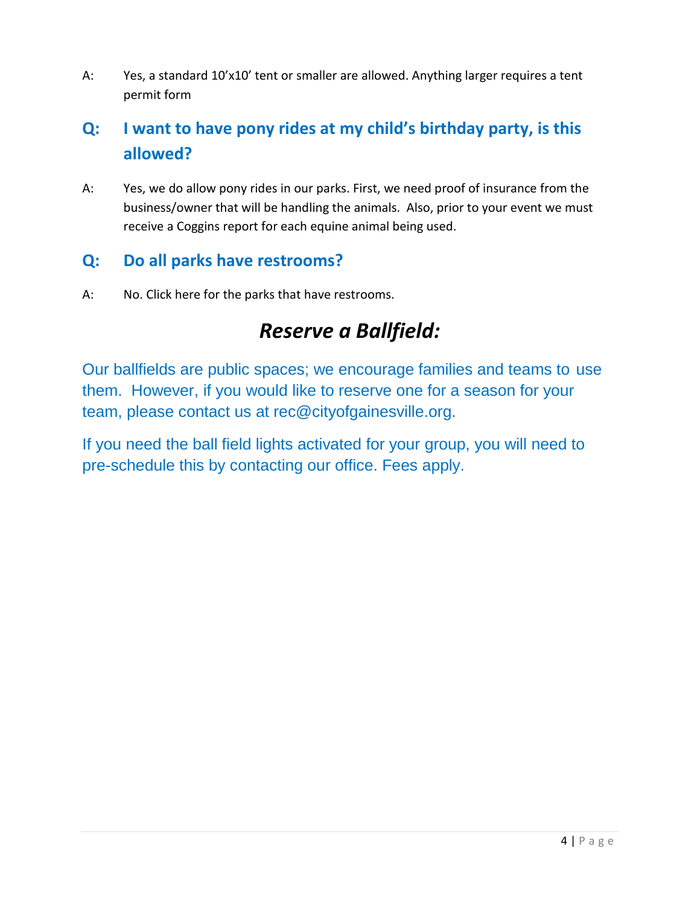A: Yes, a standard 10'x10' tent or smaller are allowed. Anything larger requires a tent permit form

### Q: I want to have pony rides at my child's birthday party, is this allowed?

A: Yes, we do allow pony rides in our parks. First, we need proof of insurance from the business/owner that will be handling the animals. Also, prior to your event we must receive a Coggins report for each equine animal being used.

### Q: Do all parks have restrooms?

A: No. Click here for the parks that have restrooms.

## *Reserve a Ballfield:*

Our ballfields are public spaces; we encourage families and teams to use them. However, if you would like to reserve one for a season for your team, please contact us at rec@cityofgainesville.org.

If you need the ball field lights activated for your group, you will need to pre-schedule this by contacting our office. Fees apply.